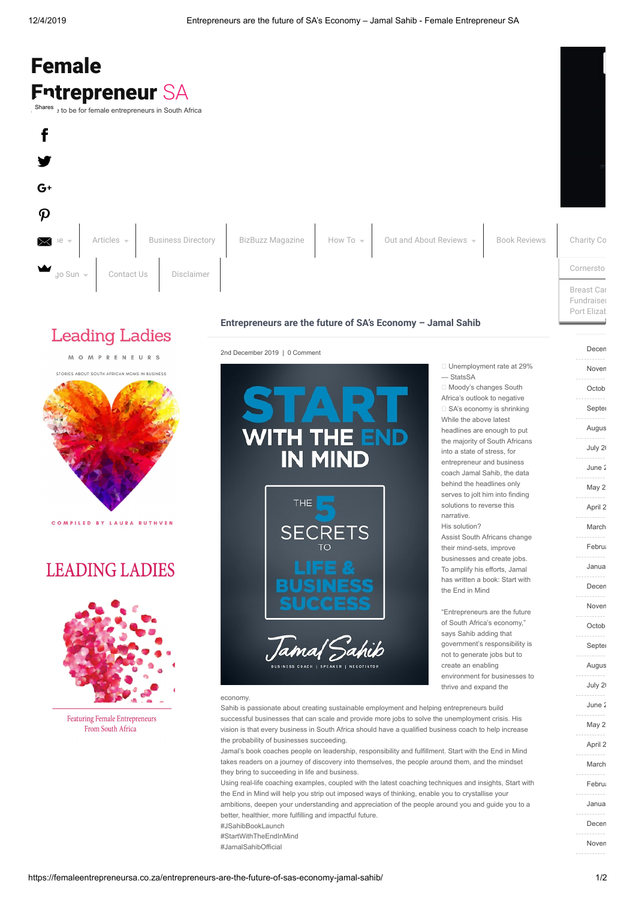# Female Entrepreneur SA

The place to be for female entrepreneurs in South Africa

## Entrepreneurs are the future of SA's Economy – Jamal Sahib

2nd December 2019 | 0 Comment

- Unemployment rate at 29% — StatsSA
- Moody's changes South Africa's outlook to negative
- SA's economy is shrinking

While the above latest headlines are enough to put the majority of South Africans into a state of stress, for entrepreneur and business coach Jamal Sahib, the data behind the headlines only serves to jolt him into finding solutions to reverse this narrative.

His solution?

Assist South Africans change their mind-sets, improve businesses and create jobs. To amplify his efforts, Jamal has written a book: Start with the End in Mind

"Entrepreneurs are the future of South Africa's economy," says Sahib adding that government's responsibility is not to generate jobs but to create an enabling environment for businesses to thrive and expand the economy.

Sahib is passionate about creating sustainable employment and helping entrepreneurs build successful businesses that can scale and provide more jobs to solve the unemployment crisis. His vision is that every business in South Africa should have a qualified business coach to help increase the probability of businesses succeeding.

Jamal's book coaches people on leadership, responsibility and fulfillment. Start with the End in Mind takes readers on a journey of discovery into themselves, the people around them, and the mindset they bring to succeeding in life and business.

Using real-life coaching examples, coupled with the latest coaching techniques and insights, Start with the End in Mind will help you strip out imposed ways of thinking, enable you to crystallise your ambitions, deepen your understanding and appreciation of the people around you and guide you to a better, healthier, more fulfilling and impactful future.

#JSahibBookLaunch
#StartWithTheEndInMind
#JamalSahibOfficial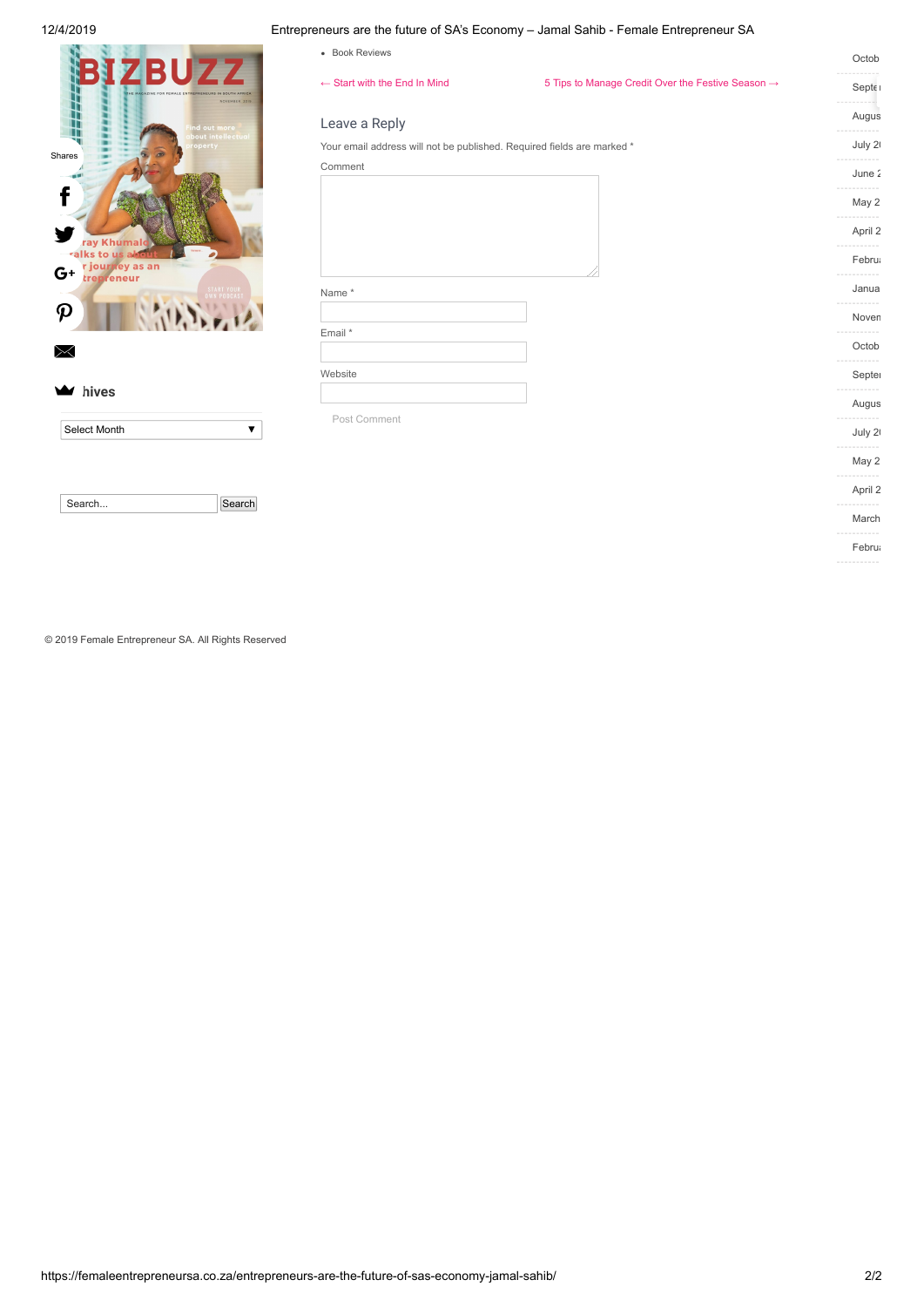- Book Reviews

← Start with the End In Mind

5 Tips to Manage Credit Over the Festive Season →

## Leave a Reply

Your email address will not be published. Required fields are marked *

Comment

Name *

Email *

Website

Post Comment

Shares

hives

Select Month

Search... Search

Octob
Septe
Augus
July 2
June 2
May 2
April 2
Febru
Janua
Noven
Octob
Septe
Augus
July 2
May 2
April 2
March
Febru

© 2019 Female Entrepreneur SA. All Rights Reserved